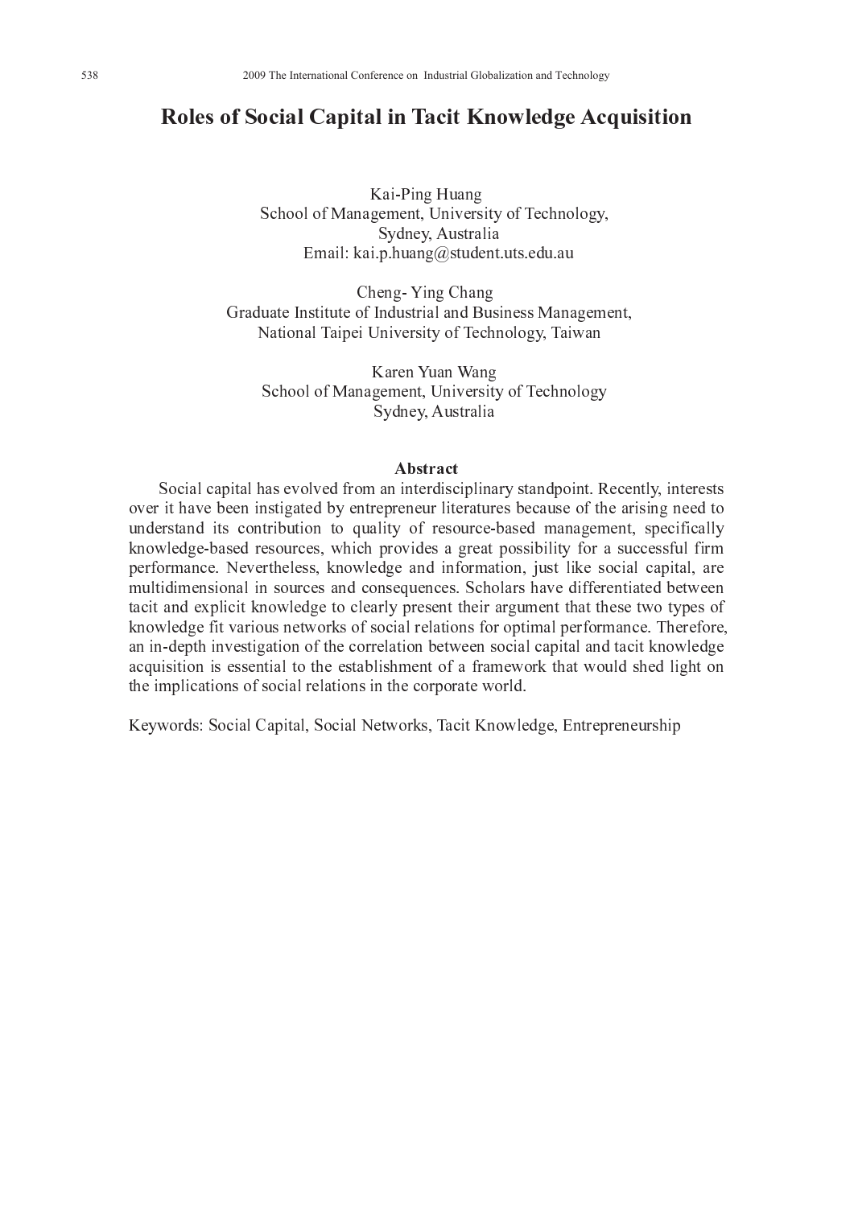# Roles of Social Capital in Tacit Knowledge Acquisition

Kai-Ping Huang
School of Management, University of Technology,
Sydney, Australia
Email: kai.p.huang@student.uts.edu.au

Cheng- Ying Chang
Graduate Institute of Industrial and Business Management,
National Taipei University of Technology, Taiwan

Karen Yuan Wang
School of Management, University of Technology
Sydney, Australia

## Abstract

Social capital has evolved from an interdisciplinary standpoint. Recently, interests over it have been instigated by entrepreneur literatures because of the arising need to understand its contribution to quality of resource-based management, specifically knowledge-based resources, which provides a great possibility for a successful firm performance. Nevertheless, knowledge and information, just like social capital, are multidimensional in sources and consequences. Scholars have differentiated between tacit and explicit knowledge to clearly present their argument that these two types of knowledge fit various networks of social relations for optimal performance. Therefore, an in-depth investigation of the correlation between social capital and tacit knowledge acquisition is essential to the establishment of a framework that would shed light on the implications of social relations in the corporate world.

Keywords: Social Capital, Social Networks, Tacit Knowledge, Entrepreneurship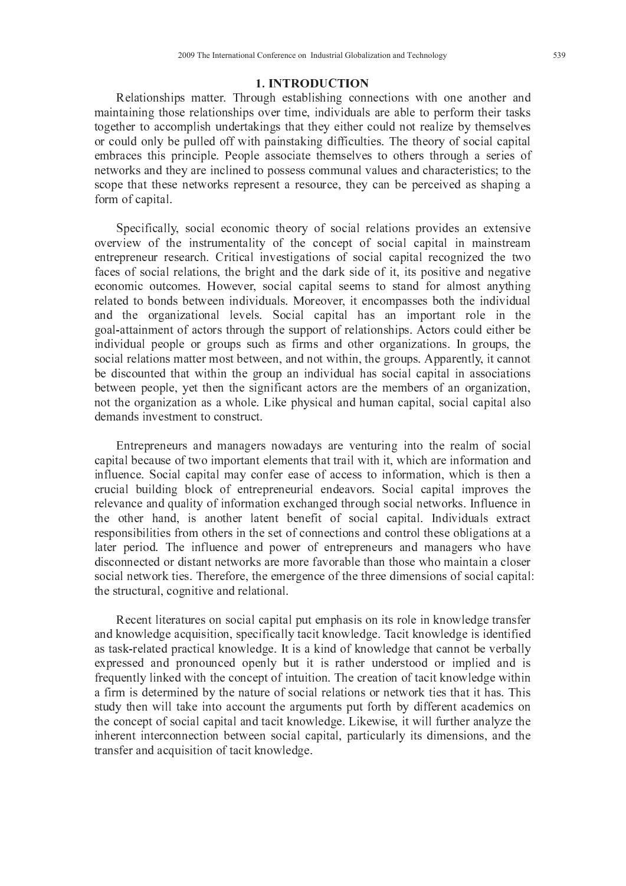## 1. INTRODUCTION

Relationships matter. Through establishing connections with one another and maintaining those relationships over time, individuals are able to perform their tasks together to accomplish undertakings that they either could not realize by themselves or could only be pulled off with painstaking difficulties. The theory of social capital embraces this principle. People associate themselves to others through a series of networks and they are inclined to possess communal values and characteristics; to the scope that these networks represent a resource, they can be perceived as shaping a form of capital.

Specifically, social economic theory of social relations provides an extensive overview of the instrumentality of the concept of social capital in mainstream entrepreneur research. Critical investigations of social capital recognized the two faces of social relations, the bright and the dark side of it, its positive and negative economic outcomes. However, social capital seems to stand for almost anything related to bonds between individuals. Moreover, it encompasses both the individual and the organizational levels. Social capital has an important role in the goal-attainment of actors through the support of relationships. Actors could either be individual people or groups such as firms and other organizations. In groups, the social relations matter most between, and not within, the groups. Apparently, it cannot be discounted that within the group an individual has social capital in associations between people, yet then the significant actors are the members of an organization, not the organization as a whole. Like physical and human capital, social capital also demands investment to construct.

Entrepreneurs and managers nowadays are venturing into the realm of social capital because of two important elements that trail with it, which are information and influence. Social capital may confer ease of access to information, which is then a crucial building block of entrepreneurial endeavors. Social capital improves the relevance and quality of information exchanged through social networks. Influence in the other hand, is another latent benefit of social capital. Individuals extract responsibilities from others in the set of connections and control these obligations at a later period. The influence and power of entrepreneurs and managers who have disconnected or distant networks are more favorable than those who maintain a closer social network ties. Therefore, the emergence of the three dimensions of social capital: the structural, cognitive and relational.

Recent literatures on social capital put emphasis on its role in knowledge transfer and knowledge acquisition, specifically tacit knowledge. Tacit knowledge is identified as task-related practical knowledge. It is a kind of knowledge that cannot be verbally expressed and pronounced openly but it is rather understood or implied and is frequently linked with the concept of intuition. The creation of tacit knowledge within a firm is determined by the nature of social relations or network ties that it has. This study then will take into account the arguments put forth by different academics on the concept of social capital and tacit knowledge. Likewise, it will further analyze the inherent interconnection between social capital, particularly its dimensions, and the transfer and acquisition of tacit knowledge.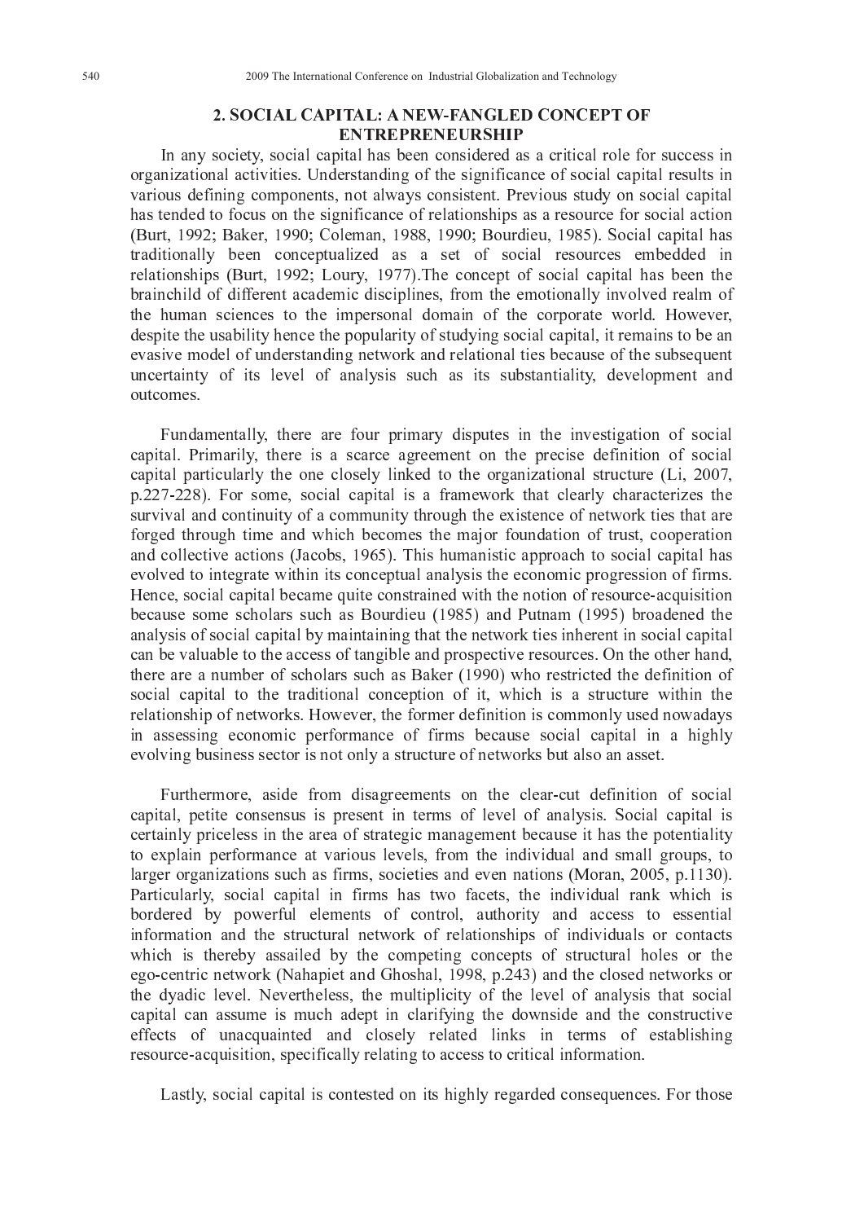## 2. SOCIAL CAPITAL: A NEW-FANGLED CONCEPT OF ENTREPRENEURSHIP

In any society, social capital has been considered as a critical role for success in organizational activities. Understanding of the significance of social capital results in various defining components, not always consistent. Previous study on social capital has tended to focus on the significance of relationships as a resource for social action (Burt, 1992; Baker, 1990; Coleman, 1988, 1990; Bourdieu, 1985). Social capital has traditionally been conceptualized as a set of social resources embedded in relationships (Burt, 1992; Loury, 1977).The concept of social capital has been the brainchild of different academic disciplines, from the emotionally involved realm of the human sciences to the impersonal domain of the corporate world. However, despite the usability hence the popularity of studying social capital, it remains to be an evasive model of understanding network and relational ties because of the subsequent uncertainty of its level of analysis such as its substantiality, development and outcomes.

Fundamentally, there are four primary disputes in the investigation of social capital. Primarily, there is a scarce agreement on the precise definition of social capital particularly the one closely linked to the organizational structure (Li, 2007, p.227-228). For some, social capital is a framework that clearly characterizes the survival and continuity of a community through the existence of network ties that are forged through time and which becomes the major foundation of trust, cooperation and collective actions (Jacobs, 1965). This humanistic approach to social capital has evolved to integrate within its conceptual analysis the economic progression of firms. Hence, social capital became quite constrained with the notion of resource-acquisition because some scholars such as Bourdieu (1985) and Putnam (1995) broadened the analysis of social capital by maintaining that the network ties inherent in social capital can be valuable to the access of tangible and prospective resources. On the other hand, there are a number of scholars such as Baker (1990) who restricted the definition of social capital to the traditional conception of it, which is a structure within the relationship of networks. However, the former definition is commonly used nowadays in assessing economic performance of firms because social capital in a highly evolving business sector is not only a structure of networks but also an asset.

Furthermore, aside from disagreements on the clear-cut definition of social capital, petite consensus is present in terms of level of analysis. Social capital is certainly priceless in the area of strategic management because it has the potentiality to explain performance at various levels, from the individual and small groups, to larger organizations such as firms, societies and even nations (Moran, 2005, p.1130). Particularly, social capital in firms has two facets, the individual rank which is bordered by powerful elements of control, authority and access to essential information and the structural network of relationships of individuals or contacts which is thereby assailed by the competing concepts of structural holes or the ego-centric network (Nahapiet and Ghoshal, 1998, p.243) and the closed networks or the dyadic level. Nevertheless, the multiplicity of the level of analysis that social capital can assume is much adept in clarifying the downside and the constructive effects of unacquainted and closely related links in terms of establishing resource-acquisition, specifically relating to access to critical information.

Lastly, social capital is contested on its highly regarded consequences. For those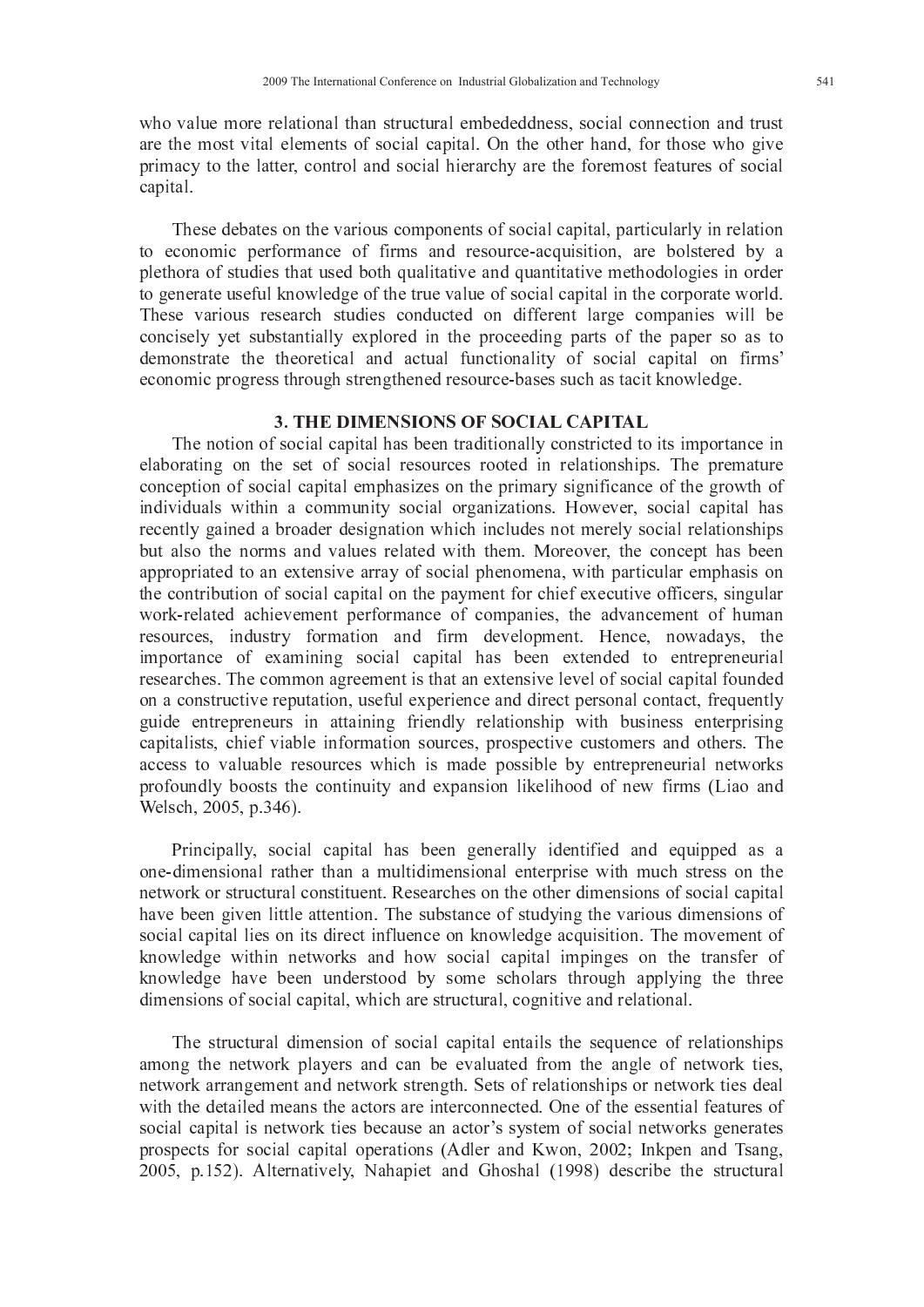who value more relational than structural embededdness, social connection and trust are the most vital elements of social capital. On the other hand, for those who give primacy to the latter, control and social hierarchy are the foremost features of social capital.

These debates on the various components of social capital, particularly in relation to economic performance of firms and resource-acquisition, are bolstered by a plethora of studies that used both qualitative and quantitative methodologies in order to generate useful knowledge of the true value of social capital in the corporate world. These various research studies conducted on different large companies will be concisely yet substantially explored in the proceeding parts of the paper so as to demonstrate the theoretical and actual functionality of social capital on firms' economic progress through strengthened resource-bases such as tacit knowledge.

## 3. THE DIMENSIONS OF SOCIAL CAPITAL

The notion of social capital has been traditionally constricted to its importance in elaborating on the set of social resources rooted in relationships. The premature conception of social capital emphasizes on the primary significance of the growth of individuals within a community social organizations. However, social capital has recently gained a broader designation which includes not merely social relationships but also the norms and values related with them. Moreover, the concept has been appropriated to an extensive array of social phenomena, with particular emphasis on the contribution of social capital on the payment for chief executive officers, singular work-related achievement performance of companies, the advancement of human resources, industry formation and firm development. Hence, nowadays, the importance of examining social capital has been extended to entrepreneurial researches. The common agreement is that an extensive level of social capital founded on a constructive reputation, useful experience and direct personal contact, frequently guide entrepreneurs in attaining friendly relationship with business enterprising capitalists, chief viable information sources, prospective customers and others. The access to valuable resources which is made possible by entrepreneurial networks profoundly boosts the continuity and expansion likelihood of new firms (Liao and Welsch, 2005, p.346).

Principally, social capital has been generally identified and equipped as a one-dimensional rather than a multidimensional enterprise with much stress on the network or structural constituent. Researches on the other dimensions of social capital have been given little attention. The substance of studying the various dimensions of social capital lies on its direct influence on knowledge acquisition. The movement of knowledge within networks and how social capital impinges on the transfer of knowledge have been understood by some scholars through applying the three dimensions of social capital, which are structural, cognitive and relational.

The structural dimension of social capital entails the sequence of relationships among the network players and can be evaluated from the angle of network ties, network arrangement and network strength. Sets of relationships or network ties deal with the detailed means the actors are interconnected. One of the essential features of social capital is network ties because an actor's system of social networks generates prospects for social capital operations (Adler and Kwon, 2002; Inkpen and Tsang, 2005, p.152). Alternatively, Nahapiet and Ghoshal (1998) describe the structural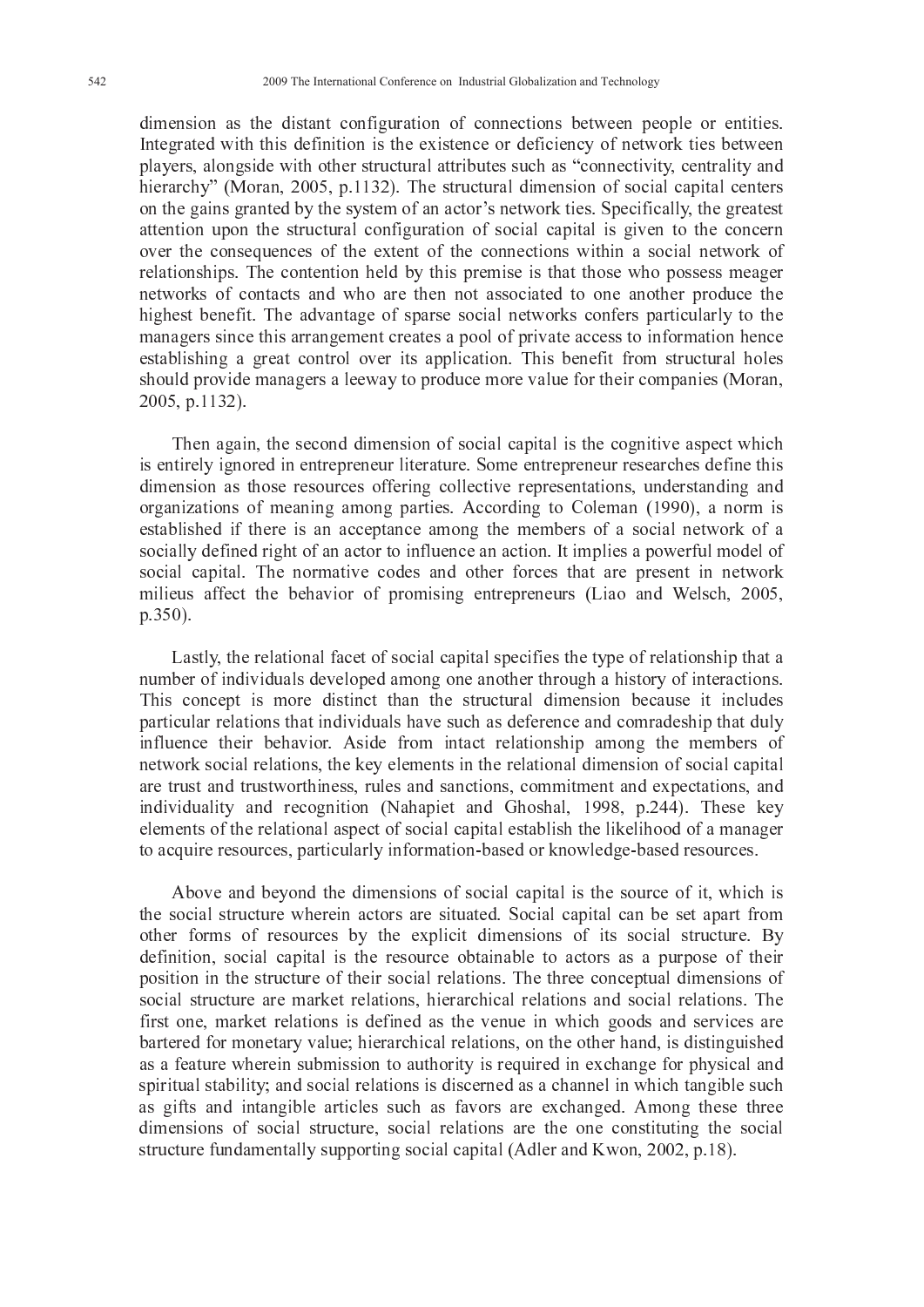dimension as the distant configuration of connections between people or entities. Integrated with this definition is the existence or deficiency of network ties between players, alongside with other structural attributes such as "connectivity, centrality and hierarchy" (Moran, 2005, p.1132). The structural dimension of social capital centers on the gains granted by the system of an actor's network ties. Specifically, the greatest attention upon the structural configuration of social capital is given to the concern over the consequences of the extent of the connections within a social network of relationships. The contention held by this premise is that those who possess meager networks of contacts and who are then not associated to one another produce the highest benefit. The advantage of sparse social networks confers particularly to the managers since this arrangement creates a pool of private access to information hence establishing a great control over its application. This benefit from structural holes should provide managers a leeway to produce more value for their companies (Moran, 2005, p.1132).

Then again, the second dimension of social capital is the cognitive aspect which is entirely ignored in entrepreneur literature. Some entrepreneur researches define this dimension as those resources offering collective representations, understanding and organizations of meaning among parties. According to Coleman (1990), a norm is established if there is an acceptance among the members of a social network of a socially defined right of an actor to influence an action. It implies a powerful model of social capital. The normative codes and other forces that are present in network milieus affect the behavior of promising entrepreneurs (Liao and Welsch, 2005, p.350).

Lastly, the relational facet of social capital specifies the type of relationship that a number of individuals developed among one another through a history of interactions. This concept is more distinct than the structural dimension because it includes particular relations that individuals have such as deference and comradeship that duly influence their behavior. Aside from intact relationship among the members of network social relations, the key elements in the relational dimension of social capital are trust and trustworthiness, rules and sanctions, commitment and expectations, and individuality and recognition (Nahapiet and Ghoshal, 1998, p.244). These key elements of the relational aspect of social capital establish the likelihood of a manager to acquire resources, particularly information-based or knowledge-based resources.

Above and beyond the dimensions of social capital is the source of it, which is the social structure wherein actors are situated. Social capital can be set apart from other forms of resources by the explicit dimensions of its social structure. By definition, social capital is the resource obtainable to actors as a purpose of their position in the structure of their social relations. The three conceptual dimensions of social structure are market relations, hierarchical relations and social relations. The first one, market relations is defined as the venue in which goods and services are bartered for monetary value; hierarchical relations, on the other hand, is distinguished as a feature wherein submission to authority is required in exchange for physical and spiritual stability; and social relations is discerned as a channel in which tangible such as gifts and intangible articles such as favors are exchanged. Among these three dimensions of social structure, social relations are the one constituting the social structure fundamentally supporting social capital (Adler and Kwon, 2002, p.18).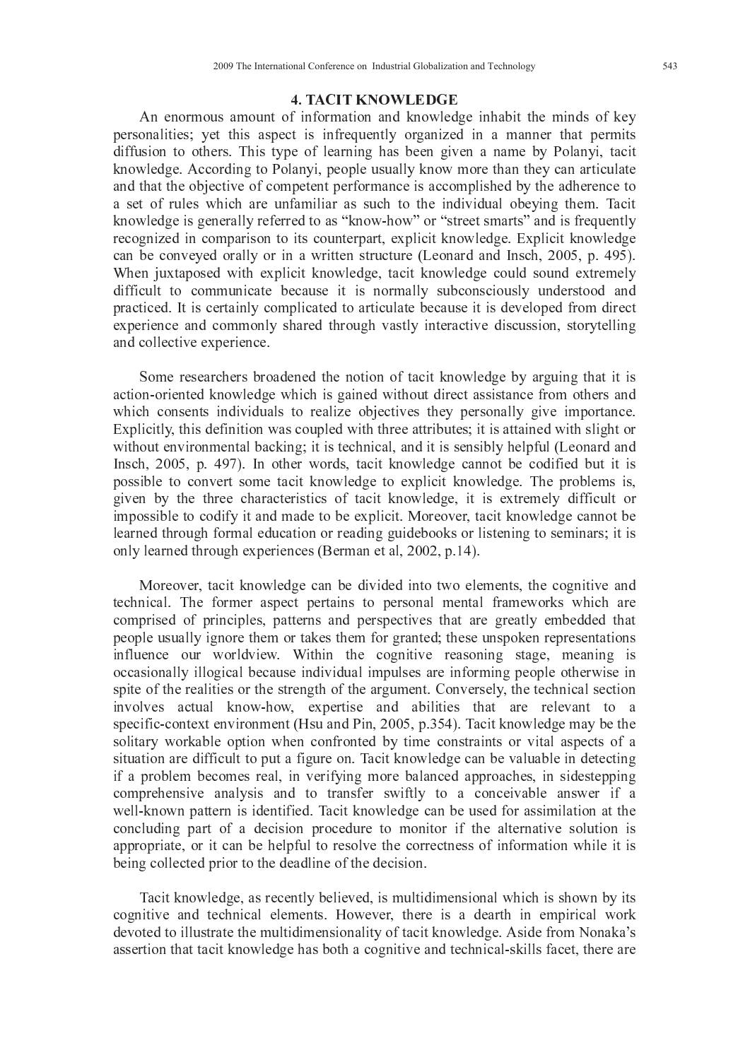## 4. TACIT KNOWLEDGE

An enormous amount of information and knowledge inhabit the minds of key personalities; yet this aspect is infrequently organized in a manner that permits diffusion to others. This type of learning has been given a name by Polanyi, tacit knowledge. According to Polanyi, people usually know more than they can articulate and that the objective of competent performance is accomplished by the adherence to a set of rules which are unfamiliar as such to the individual obeying them. Tacit knowledge is generally referred to as "know-how" or "street smarts" and is frequently recognized in comparison to its counterpart, explicit knowledge. Explicit knowledge can be conveyed orally or in a written structure (Leonard and Insch, 2005, p. 495). When juxtaposed with explicit knowledge, tacit knowledge could sound extremely difficult to communicate because it is normally subconsciously understood and practiced. It is certainly complicated to articulate because it is developed from direct experience and commonly shared through vastly interactive discussion, storytelling and collective experience.

Some researchers broadened the notion of tacit knowledge by arguing that it is action-oriented knowledge which is gained without direct assistance from others and which consents individuals to realize objectives they personally give importance. Explicitly, this definition was coupled with three attributes; it is attained with slight or without environmental backing; it is technical, and it is sensibly helpful (Leonard and Insch, 2005, p. 497). In other words, tacit knowledge cannot be codified but it is possible to convert some tacit knowledge to explicit knowledge. The problems is, given by the three characteristics of tacit knowledge, it is extremely difficult or impossible to codify it and made to be explicit. Moreover, tacit knowledge cannot be learned through formal education or reading guidebooks or listening to seminars; it is only learned through experiences (Berman et al, 2002, p.14).

Moreover, tacit knowledge can be divided into two elements, the cognitive and technical. The former aspect pertains to personal mental frameworks which are comprised of principles, patterns and perspectives that are greatly embedded that people usually ignore them or takes them for granted; these unspoken representations influence our worldview. Within the cognitive reasoning stage, meaning is occasionally illogical because individual impulses are informing people otherwise in spite of the realities or the strength of the argument. Conversely, the technical section involves actual know-how, expertise and abilities that are relevant to a specific-context environment (Hsu and Pin, 2005, p.354). Tacit knowledge may be the solitary workable option when confronted by time constraints or vital aspects of a situation are difficult to put a figure on. Tacit knowledge can be valuable in detecting if a problem becomes real, in verifying more balanced approaches, in sidestepping comprehensive analysis and to transfer swiftly to a conceivable answer if a well-known pattern is identified. Tacit knowledge can be used for assimilation at the concluding part of a decision procedure to monitor if the alternative solution is appropriate, or it can be helpful to resolve the correctness of information while it is being collected prior to the deadline of the decision.

Tacit knowledge, as recently believed, is multidimensional which is shown by its cognitive and technical elements. However, there is a dearth in empirical work devoted to illustrate the multidimensionality of tacit knowledge. Aside from Nonaka's assertion that tacit knowledge has both a cognitive and technical-skills facet, there are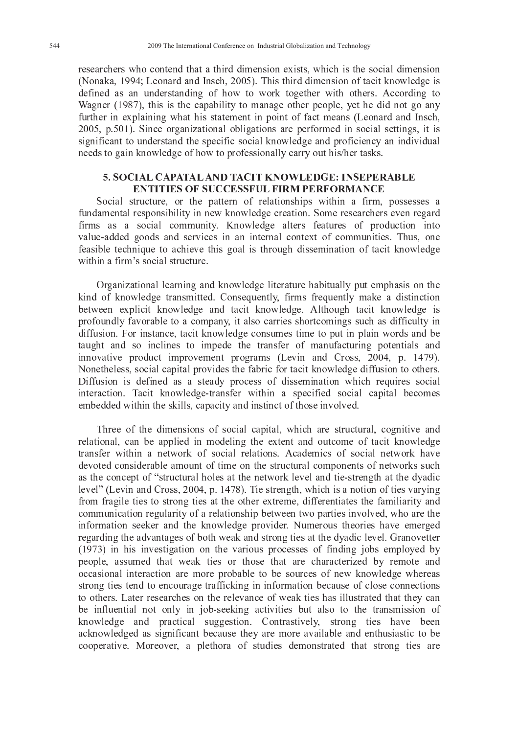researchers who contend that a third dimension exists, which is the social dimension (Nonaka, 1994; Leonard and Insch, 2005). This third dimension of tacit knowledge is defined as an understanding of how to work together with others. According to Wagner (1987), this is the capability to manage other people, yet he did not go any further in explaining what his statement in point of fact means (Leonard and Insch, 2005, p.501). Since organizational obligations are performed in social settings, it is significant to understand the specific social knowledge and proficiency an individual needs to gain knowledge of how to professionally carry out his/her tasks.

## 5. SOCIAL CAPATAL AND TACIT KNOWLEDGE: INSEPERABLE ENTITIES OF SUCCESSFUL FIRM PERFORMANCE

Social structure, or the pattern of relationships within a firm, possesses a fundamental responsibility in new knowledge creation. Some researchers even regard firms as a social community. Knowledge alters features of production into value-added goods and services in an internal context of communities. Thus, one feasible technique to achieve this goal is through dissemination of tacit knowledge within a firm's social structure.

Organizational learning and knowledge literature habitually put emphasis on the kind of knowledge transmitted. Consequently, firms frequently make a distinction between explicit knowledge and tacit knowledge. Although tacit knowledge is profoundly favorable to a company, it also carries shortcomings such as difficulty in diffusion. For instance, tacit knowledge consumes time to put in plain words and be taught and so inclines to impede the transfer of manufacturing potentials and innovative product improvement programs (Levin and Cross, 2004, p. 1479). Nonetheless, social capital provides the fabric for tacit knowledge diffusion to others. Diffusion is defined as a steady process of dissemination which requires social interaction. Tacit knowledge-transfer within a specified social capital becomes embedded within the skills, capacity and instinct of those involved.

Three of the dimensions of social capital, which are structural, cognitive and relational, can be applied in modeling the extent and outcome of tacit knowledge transfer within a network of social relations. Academics of social network have devoted considerable amount of time on the structural components of networks such as the concept of "structural holes at the network level and tie-strength at the dyadic level" (Levin and Cross, 2004, p. 1478). Tie strength, which is a notion of ties varying from fragile ties to strong ties at the other extreme, differentiates the familiarity and communication regularity of a relationship between two parties involved, who are the information seeker and the knowledge provider. Numerous theories have emerged regarding the advantages of both weak and strong ties at the dyadic level. Granovetter (1973) in his investigation on the various processes of finding jobs employed by people, assumed that weak ties or those that are characterized by remote and occasional interaction are more probable to be sources of new knowledge whereas strong ties tend to encourage trafficking in information because of close connections to others. Later researches on the relevance of weak ties has illustrated that they can be influential not only in job-seeking activities but also to the transmission of knowledge and practical suggestion. Contrastively, strong ties have been acknowledged as significant because they are more available and enthusiastic to be cooperative. Moreover, a plethora of studies demonstrated that strong ties are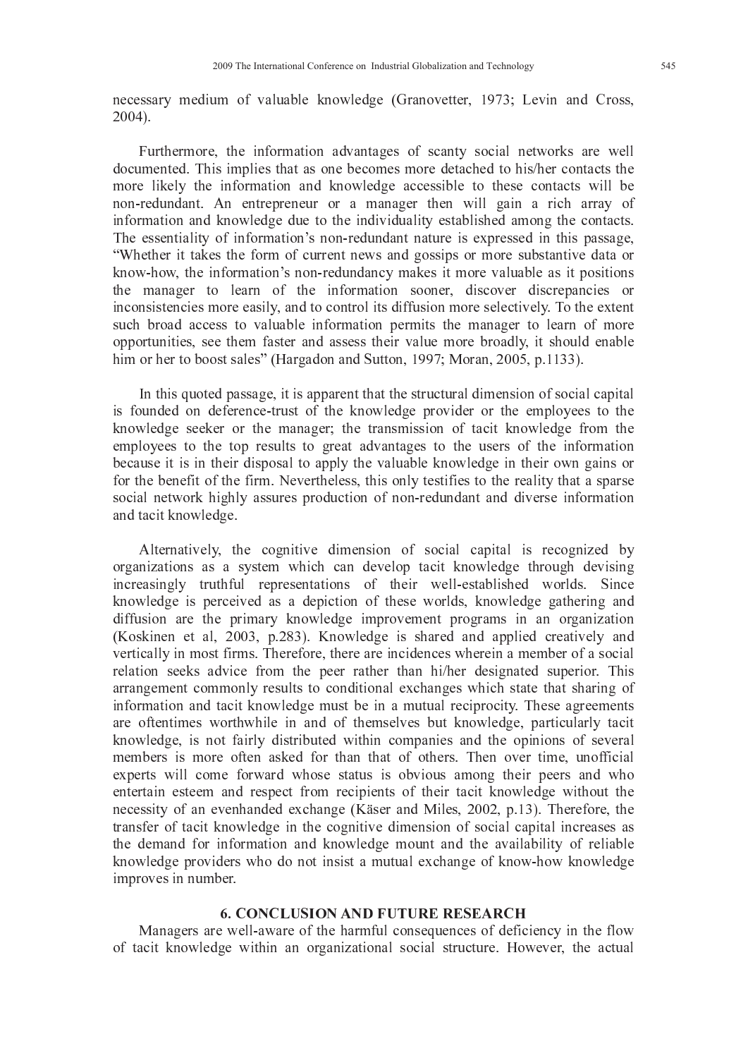necessary medium of valuable knowledge (Granovetter, 1973; Levin and Cross, 2004).

Furthermore, the information advantages of scanty social networks are well documented. This implies that as one becomes more detached to his/her contacts the more likely the information and knowledge accessible to these contacts will be non-redundant. An entrepreneur or a manager then will gain a rich array of information and knowledge due to the individuality established among the contacts. The essentiality of information's non-redundant nature is expressed in this passage, "Whether it takes the form of current news and gossips or more substantive data or know-how, the information's non-redundancy makes it more valuable as it positions the manager to learn of the information sooner, discover discrepancies or inconsistencies more easily, and to control its diffusion more selectively. To the extent such broad access to valuable information permits the manager to learn of more opportunities, see them faster and assess their value more broadly, it should enable him or her to boost sales" (Hargadon and Sutton, 1997; Moran, 2005, p.1133).

In this quoted passage, it is apparent that the structural dimension of social capital is founded on deference-trust of the knowledge provider or the employees to the knowledge seeker or the manager; the transmission of tacit knowledge from the employees to the top results to great advantages to the users of the information because it is in their disposal to apply the valuable knowledge in their own gains or for the benefit of the firm. Nevertheless, this only testifies to the reality that a sparse social network highly assures production of non-redundant and diverse information and tacit knowledge.

Alternatively, the cognitive dimension of social capital is recognized by organizations as a system which can develop tacit knowledge through devising increasingly truthful representations of their well-established worlds. Since knowledge is perceived as a depiction of these worlds, knowledge gathering and diffusion are the primary knowledge improvement programs in an organization (Koskinen et al, 2003, p.283). Knowledge is shared and applied creatively and vertically in most firms. Therefore, there are incidences wherein a member of a social relation seeks advice from the peer rather than hi/her designated superior. This arrangement commonly results to conditional exchanges which state that sharing of information and tacit knowledge must be in a mutual reciprocity. These agreements are oftentimes worthwhile in and of themselves but knowledge, particularly tacit knowledge, is not fairly distributed within companies and the opinions of several members is more often asked for than that of others. Then over time, unofficial experts will come forward whose status is obvious among their peers and who entertain esteem and respect from recipients of their tacit knowledge without the necessity of an evenhanded exchange (Käser and Miles, 2002, p.13). Therefore, the transfer of tacit knowledge in the cognitive dimension of social capital increases as the demand for information and knowledge mount and the availability of reliable knowledge providers who do not insist a mutual exchange of know-how knowledge improves in number.

## 6. CONCLUSION AND FUTURE RESEARCH

Managers are well-aware of the harmful consequences of deficiency in the flow of tacit knowledge within an organizational social structure. However, the actual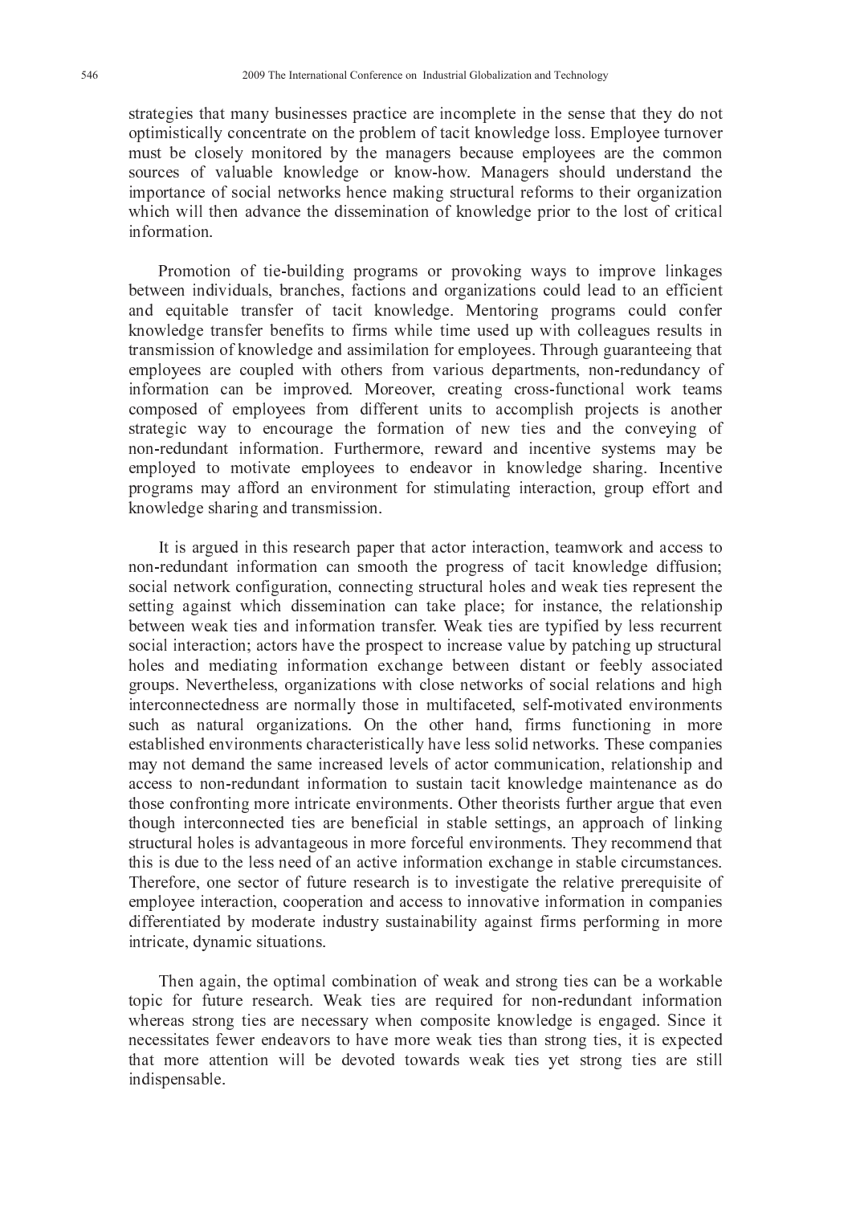strategies that many businesses practice are incomplete in the sense that they do not optimistically concentrate on the problem of tacit knowledge loss. Employee turnover must be closely monitored by the managers because employees are the common sources of valuable knowledge or know-how. Managers should understand the importance of social networks hence making structural reforms to their organization which will then advance the dissemination of knowledge prior to the lost of critical information.

Promotion of tie-building programs or provoking ways to improve linkages between individuals, branches, factions and organizations could lead to an efficient and equitable transfer of tacit knowledge. Mentoring programs could confer knowledge transfer benefits to firms while time used up with colleagues results in transmission of knowledge and assimilation for employees. Through guaranteeing that employees are coupled with others from various departments, non-redundancy of information can be improved. Moreover, creating cross-functional work teams composed of employees from different units to accomplish projects is another strategic way to encourage the formation of new ties and the conveying of non-redundant information. Furthermore, reward and incentive systems may be employed to motivate employees to endeavor in knowledge sharing. Incentive programs may afford an environment for stimulating interaction, group effort and knowledge sharing and transmission.

It is argued in this research paper that actor interaction, teamwork and access to non-redundant information can smooth the progress of tacit knowledge diffusion; social network configuration, connecting structural holes and weak ties represent the setting against which dissemination can take place; for instance, the relationship between weak ties and information transfer. Weak ties are typified by less recurrent social interaction; actors have the prospect to increase value by patching up structural holes and mediating information exchange between distant or feebly associated groups. Nevertheless, organizations with close networks of social relations and high interconnectedness are normally those in multifaceted, self-motivated environments such as natural organizations. On the other hand, firms functioning in more established environments characteristically have less solid networks. These companies may not demand the same increased levels of actor communication, relationship and access to non-redundant information to sustain tacit knowledge maintenance as do those confronting more intricate environments. Other theorists further argue that even though interconnected ties are beneficial in stable settings, an approach of linking structural holes is advantageous in more forceful environments. They recommend that this is due to the less need of an active information exchange in stable circumstances. Therefore, one sector of future research is to investigate the relative prerequisite of employee interaction, cooperation and access to innovative information in companies differentiated by moderate industry sustainability against firms performing in more intricate, dynamic situations.

Then again, the optimal combination of weak and strong ties can be a workable topic for future research. Weak ties are required for non-redundant information whereas strong ties are necessary when composite knowledge is engaged. Since it necessitates fewer endeavors to have more weak ties than strong ties, it is expected that more attention will be devoted towards weak ties yet strong ties are still indispensable.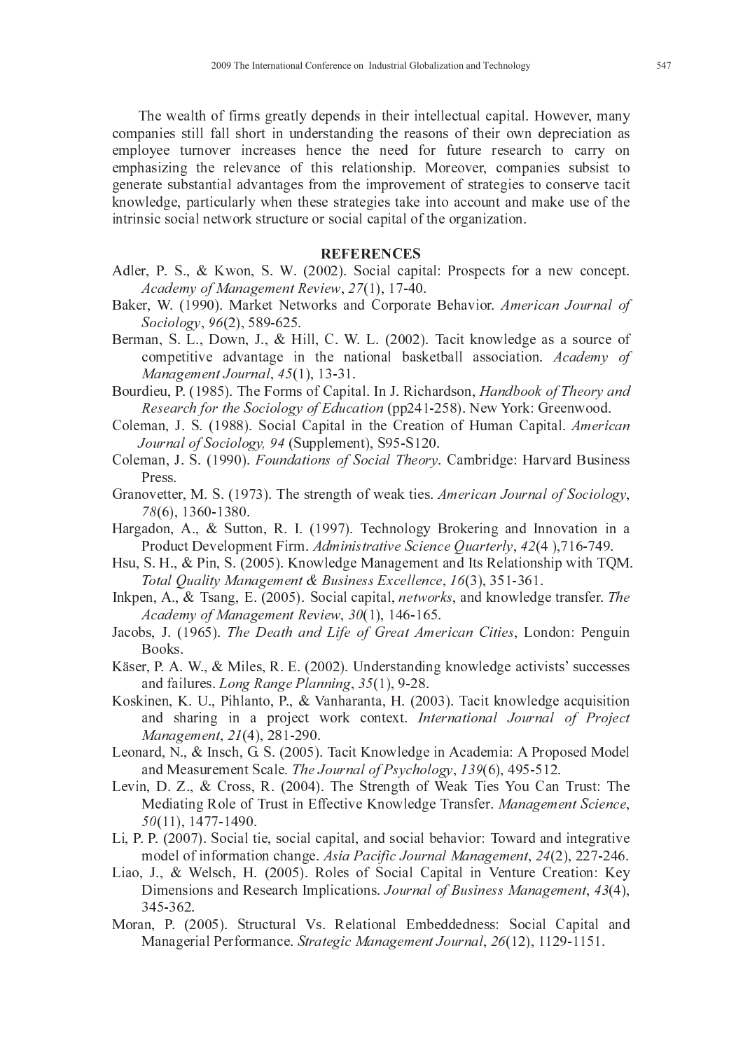The wealth of firms greatly depends in their intellectual capital. However, many companies still fall short in understanding the reasons of their own depreciation as employee turnover increases hence the need for future research to carry on emphasizing the relevance of this relationship. Moreover, companies subsist to generate substantial advantages from the improvement of strategies to conserve tacit knowledge, particularly when these strategies take into account and make use of the intrinsic social network structure or social capital of the organization.

## REFERENCES

Adler, P. S., & Kwon, S. W. (2002). Social capital: Prospects for a new concept. *Academy of Management Review*, *27*(1), 17-40.

Baker, W. (1990). Market Networks and Corporate Behavior. *American Journal of Sociology*, *96*(2), 589-625.

Berman, S. L., Down, J., & Hill, C. W. L. (2002). Tacit knowledge as a source of competitive advantage in the national basketball association. *Academy of Management Journal*, *45*(1), 13-31.

Bourdieu, P. (1985). The Forms of Capital. In J. Richardson, *Handbook of Theory and Research for the Sociology of Education* (pp241-258). New York: Greenwood.

Coleman, J. S. (1988). Social Capital in the Creation of Human Capital. *American Journal of Sociology, 94* (Supplement), S95-S120.

Coleman, J. S. (1990). *Foundations of Social Theory*. Cambridge: Harvard Business Press.

Granovetter, M. S. (1973). The strength of weak ties. *American Journal of Sociology*, *78*(6), 1360-1380.

Hargadon, A., & Sutton, R. I. (1997). Technology Brokering and Innovation in a Product Development Firm. *Administrative Science Quarterly*, *42*(4 ),716-749.

Hsu, S. H., & Pin, S. (2005). Knowledge Management and Its Relationship with TQM. *Total Quality Management & Business Excellence*, *16*(3), 351-361.

Inkpen, A., & Tsang, E. (2005). Social capital, *networks*, and knowledge transfer. *The Academy of Management Review*, *30*(1), 146-165.

Jacobs, J. (1965). *The Death and Life of Great American Cities*, London: Penguin Books.

Käser, P. A. W., & Miles, R. E. (2002). Understanding knowledge activists' successes and failures. *Long Range Planning*, *35*(1), 9-28.

Koskinen, K. U., Pihlanto, P., & Vanharanta, H. (2003). Tacit knowledge acquisition and sharing in a project work context. *International Journal of Project Management*, *21*(4), 281-290.

Leonard, N., & Insch, G. S. (2005). Tacit Knowledge in Academia: A Proposed Model and Measurement Scale. *The Journal of Psychology*, *139*(6), 495-512.

Levin, D. Z., & Cross, R. (2004). The Strength of Weak Ties You Can Trust: The Mediating Role of Trust in Effective Knowledge Transfer. *Management Science*, *50*(11), 1477-1490.

Li, P. P. (2007). Social tie, social capital, and social behavior: Toward and integrative model of information change. *Asia Pacific Journal Management*, *24*(2), 227-246.

Liao, J., & Welsch, H. (2005). Roles of Social Capital in Venture Creation: Key Dimensions and Research Implications. *Journal of Business Management*, *43*(4), 345-362.

Moran, P. (2005). Structural Vs. Relational Embeddedness: Social Capital and Managerial Performance. *Strategic Management Journal*, *26*(12), 1129-1151.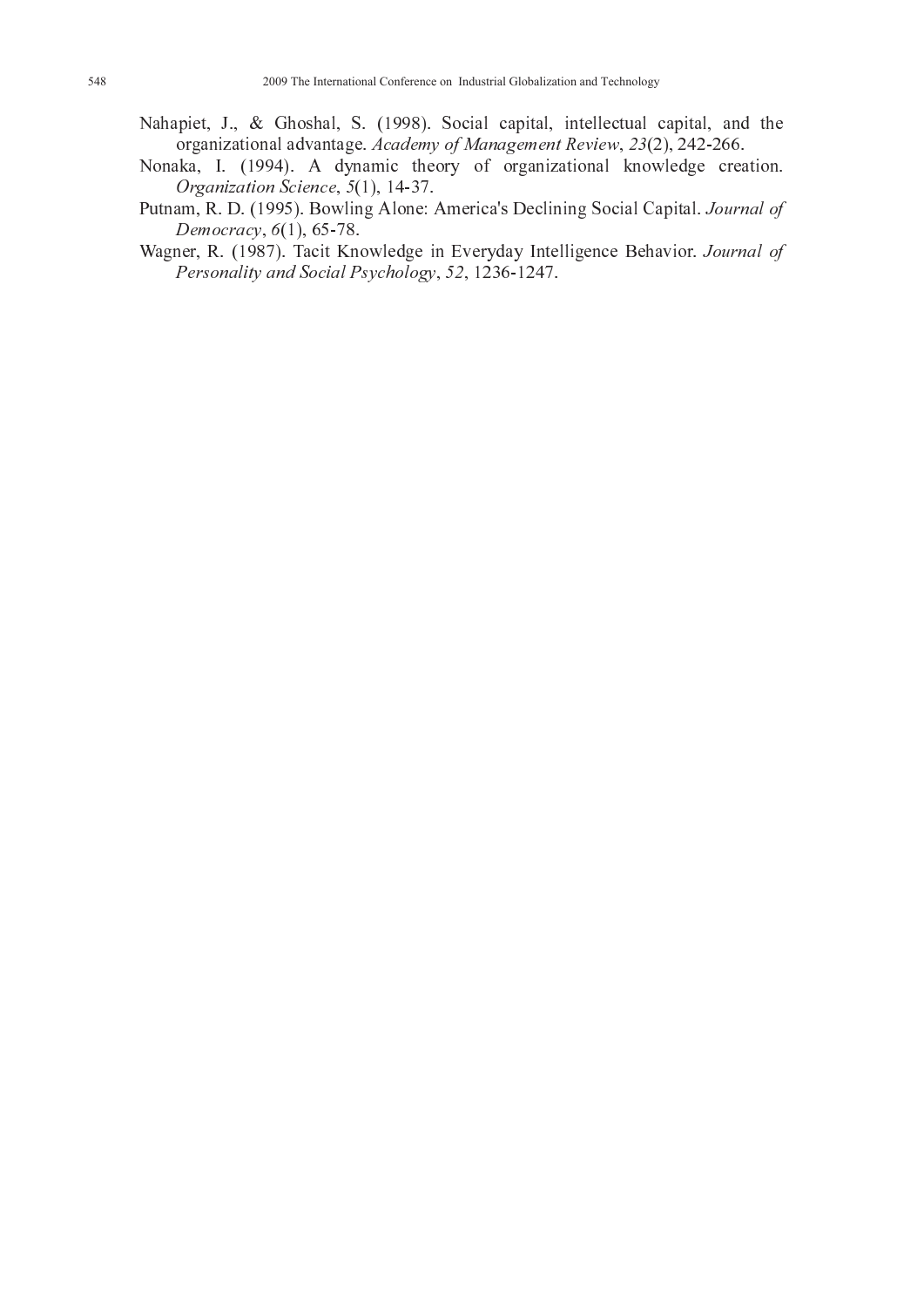Nahapiet, J., & Ghoshal, S. (1998). Social capital, intellectual capital, and the organizational advantage. *Academy of Management Review*, *23*(2), 242-266.

Nonaka, I. (1994). A dynamic theory of organizational knowledge creation. *Organization Science*, *5*(1), 14-37.

Putnam, R. D. (1995). Bowling Alone: America's Declining Social Capital. *Journal of Democracy*, *6*(1), 65-78.

Wagner, R. (1987). Tacit Knowledge in Everyday Intelligence Behavior. *Journal of Personality and Social Psychology*, *52*, 1236-1247.